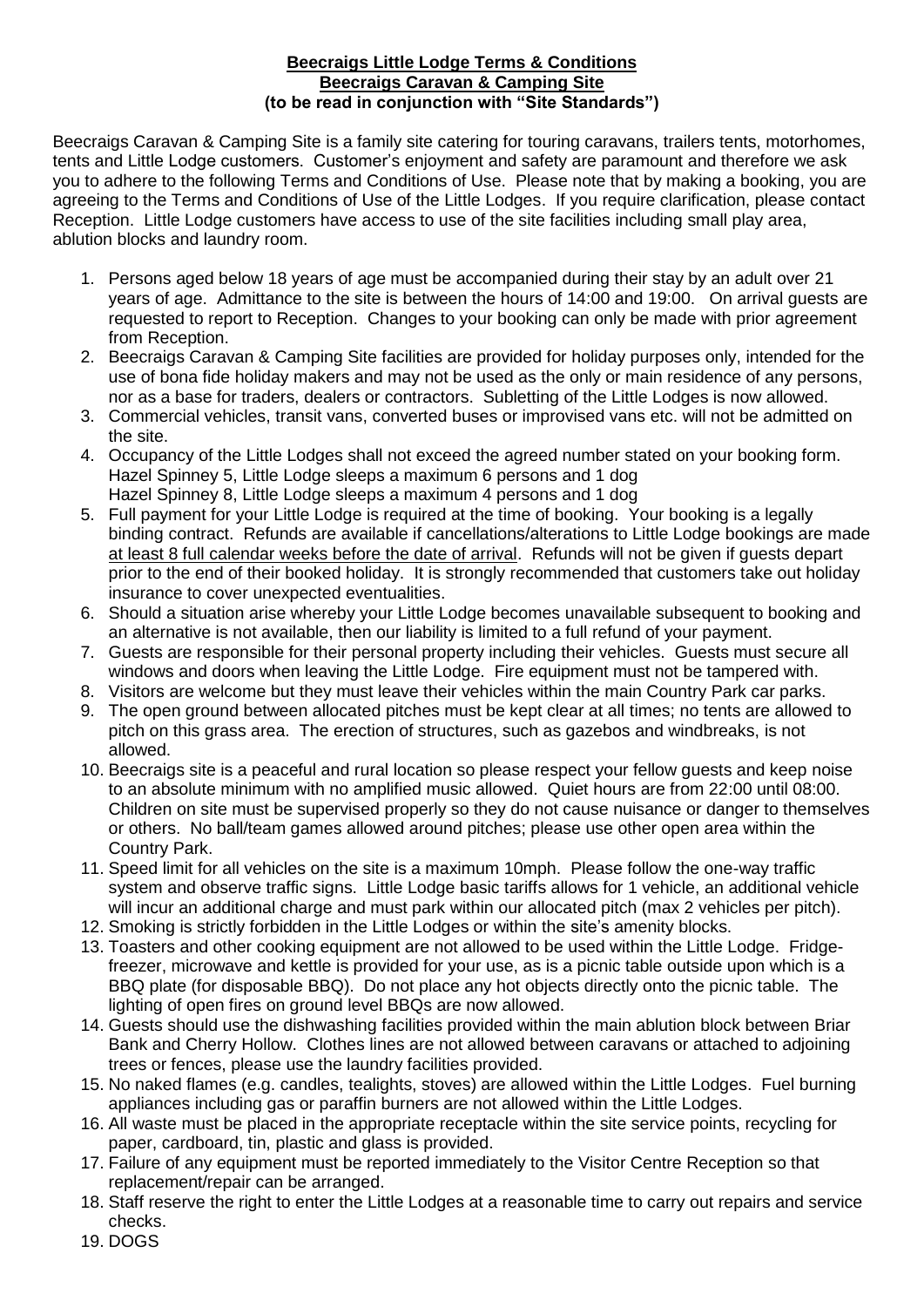**Beecraigs Little Lodge Terms & Conditions**
**Beecraigs Caravan & Camping Site**
**(to be read in conjunction with "Site Standards")**

Beecraigs Caravan & Camping Site is a family site catering for touring caravans, trailers tents, motorhomes, tents and Little Lodge customers. Customer's enjoyment and safety are paramount and therefore we ask you to adhere to the following Terms and Conditions of Use. Please note that by making a booking, you are agreeing to the Terms and Conditions of Use of the Little Lodges. If you require clarification, please contact Reception. Little Lodge customers have access to use of the site facilities including small play area, ablution blocks and laundry room.

1. Persons aged below 18 years of age must be accompanied during their stay by an adult over 21 years of age. Admittance to the site is between the hours of 14:00 and 19:00. On arrival guests are requested to report to Reception. Changes to your booking can only be made with prior agreement from Reception.
2. Beecraigs Caravan & Camping Site facilities are provided for holiday purposes only, intended for the use of bona fide holiday makers and may not be used as the only or main residence of any persons, nor as a base for traders, dealers or contractors. Subletting of the Little Lodges is now allowed.
3. Commercial vehicles, transit vans, converted buses or improvised vans etc. will not be admitted on the site.
4. Occupancy of the Little Lodges shall not exceed the agreed number stated on your booking form. Hazel Spinney 5, Little Lodge sleeps a maximum 6 persons and 1 dog
   Hazel Spinney 8, Little Lodge sleeps a maximum 4 persons and 1 dog
5. Full payment for your Little Lodge is required at the time of booking. Your booking is a legally binding contract. Refunds are available if cancellations/alterations to Little Lodge bookings are made at least 8 full calendar weeks before the date of arrival. Refunds will not be given if guests depart prior to the end of their booked holiday. It is strongly recommended that customers take out holiday insurance to cover unexpected eventualities.
6. Should a situation arise whereby your Little Lodge becomes unavailable subsequent to booking and an alternative is not available, then our liability is limited to a full refund of your payment.
7. Guests are responsible for their personal property including their vehicles. Guests must secure all windows and doors when leaving the Little Lodge. Fire equipment must not be tampered with.
8. Visitors are welcome but they must leave their vehicles within the main Country Park car parks.
9. The open ground between allocated pitches must be kept clear at all times; no tents are allowed to pitch on this grass area. The erection of structures, such as gazebos and windbreaks, is not allowed.
10. Beecraigs site is a peaceful and rural location so please respect your fellow guests and keep noise to an absolute minimum with no amplified music allowed. Quiet hours are from 22:00 until 08:00. Children on site must be supervised properly so they do not cause nuisance or danger to themselves or others. No ball/team games allowed around pitches; please use other open area within the Country Park.
11. Speed limit for all vehicles on the site is a maximum 10mph. Please follow the one-way traffic system and observe traffic signs. Little Lodge basic tariffs allows for 1 vehicle, an additional vehicle will incur an additional charge and must park within our allocated pitch (max 2 vehicles per pitch).
12. Smoking is strictly forbidden in the Little Lodges or within the site's amenity blocks.
13. Toasters and other cooking equipment are not allowed to be used within the Little Lodge. Fridge-freezer, microwave and kettle is provided for your use, as is a picnic table outside upon which is a BBQ plate (for disposable BBQ). Do not place any hot objects directly onto the picnic table. The lighting of open fires on ground level BBQs are now allowed.
14. Guests should use the dishwashing facilities provided within the main ablution block between Briar Bank and Cherry Hollow. Clothes lines are not allowed between caravans or attached to adjoining trees or fences, please use the laundry facilities provided.
15. No naked flames (e.g. candles, tealights, stoves) are allowed within the Little Lodges. Fuel burning appliances including gas or paraffin burners are not allowed within the Little Lodges.
16. All waste must be placed in the appropriate receptacle within the site service points, recycling for paper, cardboard, tin, plastic and glass is provided.
17. Failure of any equipment must be reported immediately to the Visitor Centre Reception so that replacement/repair can be arranged.
18. Staff reserve the right to enter the Little Lodges at a reasonable time to carry out repairs and service checks.
19. DOGS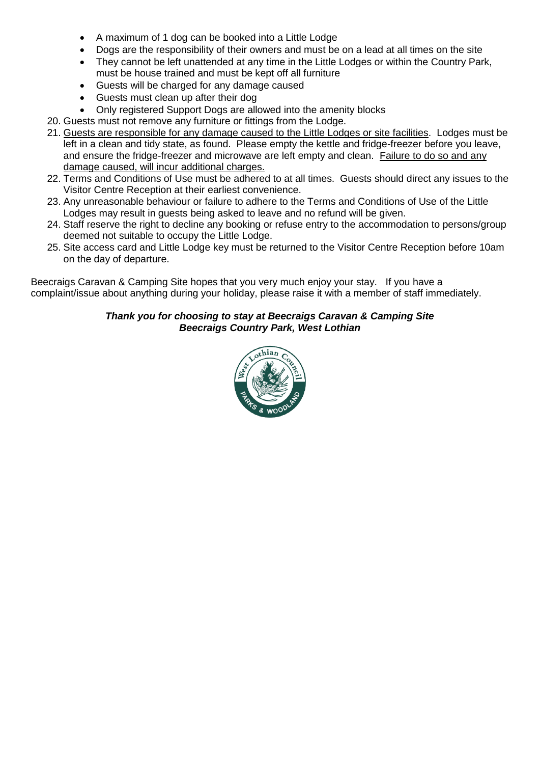- A maximum of 1 dog can be booked into a Little Lodge
- Dogs are the responsibility of their owners and must be on a lead at all times on the site
- They cannot be left unattended at any time in the Little Lodges or within the Country Park, must be house trained and must be kept off all furniture
- Guests will be charged for any damage caused
- Guests must clean up after their dog
- Only registered Support Dogs are allowed into the amenity blocks

20. Guests must not remove any furniture or fittings from the Lodge.
21. Guests are responsible for any damage caused to the Little Lodges or site facilities. Lodges must be left in a clean and tidy state, as found. Please empty the kettle and fridge-freezer before you leave, and ensure the fridge-freezer and microwave are left empty and clean. Failure to do so and any damage caused, will incur additional charges.
22. Terms and Conditions of Use must be adhered to at all times. Guests should direct any issues to the Visitor Centre Reception at their earliest convenience.
23. Any unreasonable behaviour or failure to adhere to the Terms and Conditions of Use of the Little Lodges may result in guests being asked to leave and no refund will be given.
24. Staff reserve the right to decline any booking or refuse entry to the accommodation to persons/group deemed not suitable to occupy the Little Lodge.
25. Site access card and Little Lodge key must be returned to the Visitor Centre Reception before 10am on the day of departure.

Beecraigs Caravan & Camping Site hopes that you very much enjoy your stay. If you have a complaint/issue about anything during your holiday, please raise it with a member of staff immediately.

***Thank you for choosing to stay at Beecraigs Caravan & Camping Site***
***Beecraigs Country Park, West Lothian***

West Lothian Council
PARKS & WOODLAND